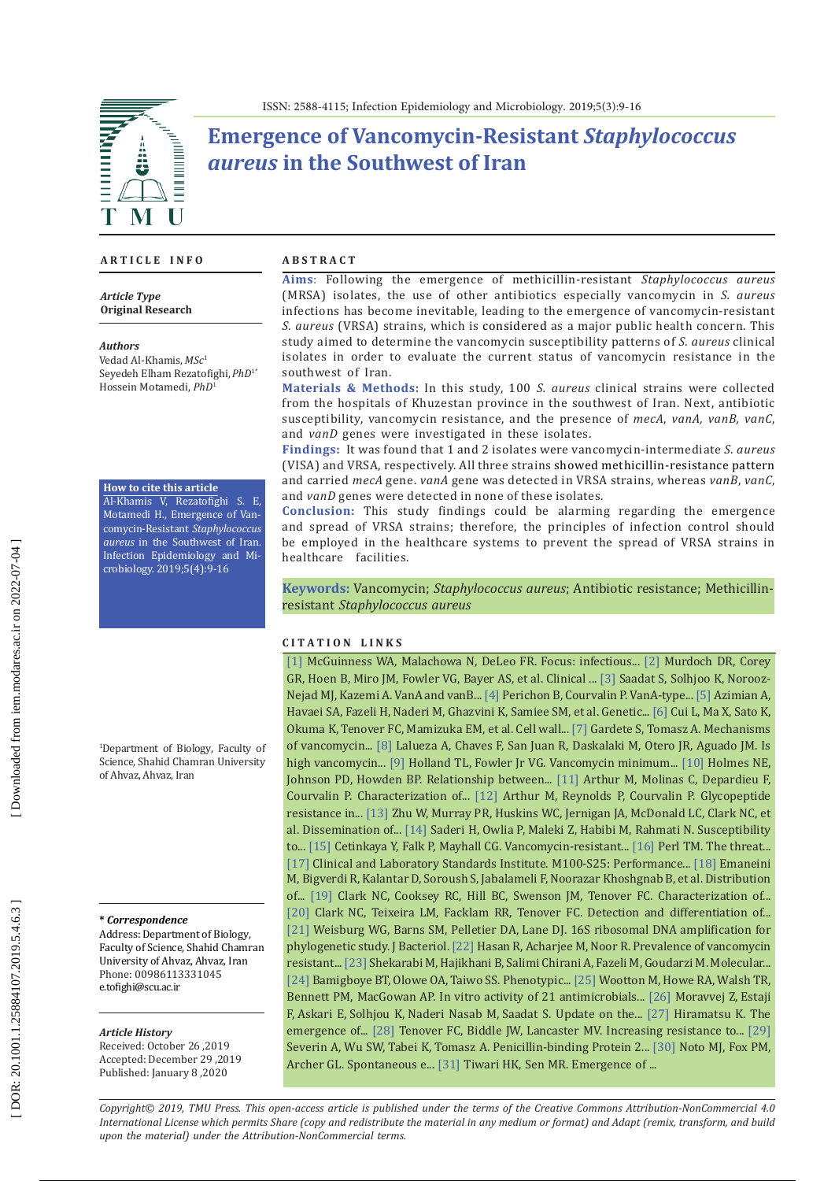# Emergence of Vancomycin-Resistant *Staphylococcus aureus* in the Southwest of Iran

## ARTICLE INFO

***Article Type***
**Original Research**

***Authors***
Vedad Al-Khamis, *MSc*[1]
Seyedeh Elham Rezatofighi, *PhD*[1*]
Hossein Motamedi, *PhD*[1]

**How to cite this article**
Al-Khamis V, Rezatofighi S. E, Motamedi H., Emergence of Vancomycin-Resistant *Staphylococcus aureus* in the Southwest of Iran. Infection Epidemiology and Microbiology. 2019;5(4):9-16

[1]Department of Biology, Faculty of Science, Shahid Chamran University of Ahvaz, Ahvaz, Iran

***\* Correspondence***
Address: Department of Biology, Faculty of Science, Shahid Chamran University of Ahvaz, Ahvaz, Iran
Phone: 00986113331045
e.tofighi@scu.ac.ir

***Article History***
Received: October 26 ,2019
Accepted: December 29 ,2019
Published: January 8 ,2020

## ABSTRACT

**Aims**: Following the emergence of methicillin-resistant *Staphylococcus aureus* (MRSA) isolates, the use of other antibiotics especially vancomycin in *S. aureus* infections has become inevitable, leading to the emergence of vancomycin-resistant *S. aureus* (VRSA) strains, which is considered as a major public health concern. This study aimed to determine the vancomycin susceptibility patterns of *S. aureus* clinical isolates in order to evaluate the current status of vancomycin resistance in the southwest of Iran.

**Materials & Methods:** In this study, 100 *S. aureus* clinical strains were collected from the hospitals of Khuzestan province in the southwest of Iran. Next, antibiotic susceptibility, vancomycin resistance, and the presence of *mecA*, *vanA, vanB, vanC*, and *vanD* genes were investigated in these isolates.

**Findings:** It was found that 1 and 2 isolates were vancomycin-intermediate *S. aureus* (VISA) and VRSA, respectively. All three strains showed methicillin-resistance pattern and carried *mecA* gene. *vanA* gene was detected in VRSA strains, whereas *vanB*, *vanC*, and *vanD* genes were detected in none of these isolates.

**Conclusion:** This study findings could be alarming regarding the emergence and spread of VRSA strains; therefore, the principles of infection control should be employed in the healthcare systems to prevent the spread of VRSA strains in healthcare facilities.

**Keywords:** Vancomycin; *Staphylococcus aureus*; Antibiotic resistance; Methicillin-resistant *Staphylococcus aureus*

## CITATION LINKS

[1] McGuinness WA, Malachowa N, DeLeo FR. Focus: infectious... [2] Murdoch DR, Corey GR, Hoen B, Miro JM, Fowler VG, Bayer AS, et al. Clinical ... [3] Saadat S, Solhjoo K, Norooz-Nejad MJ, Kazemi A. VanA and vanB... [4] Perichon B, Courvalin P. VanA-type... [5] Azimian A, Havaei SA, Fazeli H, Naderi M, Ghazvini K, Samiee SM, et al. Genetic... [6] Cui L, Ma X, Sato K, Okuma K, Tenover FC, Mamizuka EM, et al. Cell wall... [7] Gardete S, Tomasz A. Mechanisms of vancomycin... [8] Lalueza A, Chaves F, San Juan R, Daskalaki M, Otero JR, Aguado JM. Is high vancomycin... [9] Holland TL, Fowler Jr VG. Vancomycin minimum... [10] Holmes NE, Johnson PD, Howden BP. Relationship between... [11] Arthur M, Molinas C, Depardieu F, Courvalin P. Characterization of... [12] Arthur M, Reynolds P, Courvalin P. Glycopeptide resistance in... [13] Zhu W, Murray PR, Huskins WC, Jernigan JA, McDonald LC, Clark NC, et al. Dissemination of... [14] Saderi H, Owlia P, Maleki Z, Habibi M, Rahmati N. Susceptibility to... [15] Cetinkaya Y, Falk P, Mayhall CG. Vancomycin-resistant... [16] Perl TM. The threat... [17] Clinical and Laboratory Standards Institute. M100-S25: Performance... [18] Emaneini M, Bigverdi R, Kalantar D, Soroush S, Jabalameli F, Noorazar Khoshgnab B, et al. Distribution of... [19] Clark NC, Cooksey RC, Hill BC, Swenson JM, Tenover FC. Characterization of... [20] Clark NC, Teixeira LM, Facklam RR, Tenover FC. Detection and differentiation of... [21] Weisburg WG, Barns SM, Pelletier DA, Lane DJ. 16S ribosomal DNA amplification for phylogenetic study. J Bacteriol. [22] Hasan R, Acharjee M, Noor R. Prevalence of vancomycin resistant... [23] Shekarabi M, Hajikhani B, Salimi Chirani A, Fazeli M, Goudarzi M. Molecular... [24] Bamigboye BT, Olowe OA, Taiwo SS. Phenotypic... [25] Wootton M, Howe RA, Walsh TR, Bennett PM, MacGowan AP. In vitro activity of 21 antimicrobials... [26] Moravvej Z, Estaji F, Askari E, Solhjou K, Naderi Nasab M, Saadat S. Update on the... [27] Hiramatsu K. The emergence of... [28] Tenover FC, Biddle JW, Lancaster MV. Increasing resistance to... [29] Severin A, Wu SW, Tabei K, Tomasz A. Penicillin-binding Protein 2... [30] Noto MJ, Fox PM, Archer GL. Spontaneous e... [31] Tiwari HK, Sen MR. Emergence of ...

*Copyright© 2019, TMU Press. This open-access article is published under the terms of the Creative Commons Attribution-NonCommercial 4.0 International License which permits Share (copy and redistribute the material in any medium or format) and Adapt (remix, transform, and build upon the material) under the Attribution-NonCommercial terms.*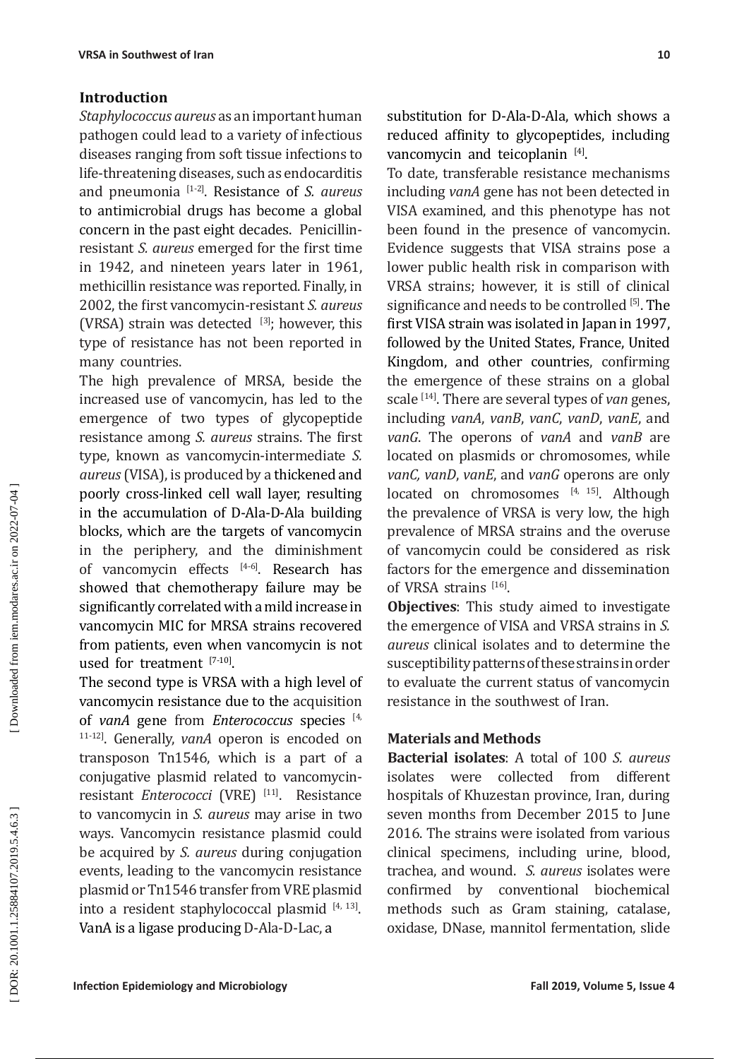## Introduction

*Staphylococcus aureus* as an important human pathogen could lead to a variety of infectious diseases ranging from soft tissue infections to life-threatening diseases, such as endocarditis and pneumonia [1-2]. Resistance of *S. aureus* to antimicrobial drugs has become a global concern in the past eight decades. Penicillin-resistant *S. aureus* emerged for the first time in 1942, and nineteen years later in 1961, methicillin resistance was reported. Finally, in 2002, the first vancomycin-resistant *S. aureus* (VRSA) strain was detected [3]; however, this type of resistance has not been reported in many countries.

The high prevalence of MRSA, beside the increased use of vancomycin, has led to the emergence of two types of glycopeptide resistance among *S. aureus* strains. The first type, known as vancomycin-intermediate *S. aureus* (VISA), is produced by a thickened and poorly cross-linked cell wall layer, resulting in the accumulation of D-Ala-D-Ala building blocks, which are the targets of vancomycin in the periphery, and the diminishment of vancomycin effects [4-6]. Research has showed that chemotherapy failure may be significantly correlated with a mild increase in vancomycin MIC for MRSA strains recovered from patients, even when vancomycin is not used for treatment [7-10].

The second type is VRSA with a high level of vancomycin resistance due to the acquisition of *vanA* gene from *Enterococcus* species [4, 11-12]. Generally, *vanA* operon is encoded on transposon Tn1546, which is a part of a conjugative plasmid related to vancomycin-resistant *Enterococci* (VRE) [11]. Resistance to vancomycin in *S. aureus* may arise in two ways. Vancomycin resistance plasmid could be acquired by *S. aureus* during conjugation events, leading to the vancomycin resistance plasmid or Tn1546 transfer from VRE plasmid into a resident staphylococcal plasmid [4, 13]. VanA is a ligase producing D-Ala-D-Lac, a substitution for D-Ala-D-Ala, which shows a reduced affinity to glycopeptides, including vancomycin and teicoplanin [4].

To date, transferable resistance mechanisms including *vanA* gene has not been detected in VISA examined, and this phenotype has not been found in the presence of vancomycin. Evidence suggests that VISA strains pose a lower public health risk in comparison with VRSA strains; however, it is still of clinical significance and needs to be controlled [5]. The first VISA strain was isolated in Japan in 1997, followed by the United States, France, United Kingdom, and other countries, confirming the emergence of these strains on a global scale [14]. There are several types of *van* genes, including *vanA*, *vanB*, *vanC*, *vanD*, *vanE*, and *vanG*. The operons of *vanA* and *vanB* are located on plasmids or chromosomes, while *vanC, vanD*, *vanE*, and *vanG* operons are only located on chromosomes [4, 15]. Although the prevalence of VRSA is very low, the high prevalence of MRSA strains and the overuse of vancomycin could be considered as risk factors for the emergence and dissemination of VRSA strains [16].

**Objectives**: This study aimed to investigate the emergence of VISA and VRSA strains in *S. aureus* clinical isolates and to determine the susceptibility patterns of these strains in order to evaluate the current status of vancomycin resistance in the southwest of Iran.

## Materials and Methods

**Bacterial isolates**: A total of 100 *S. aureus* isolates were collected from different hospitals of Khuzestan province, Iran, during seven months from December 2015 to June 2016. The strains were isolated from various clinical specimens, including urine, blood, trachea, and wound. *S. aureus* isolates were confirmed by conventional biochemical methods such as Gram staining, catalase, oxidase, DNase, mannitol fermentation, slide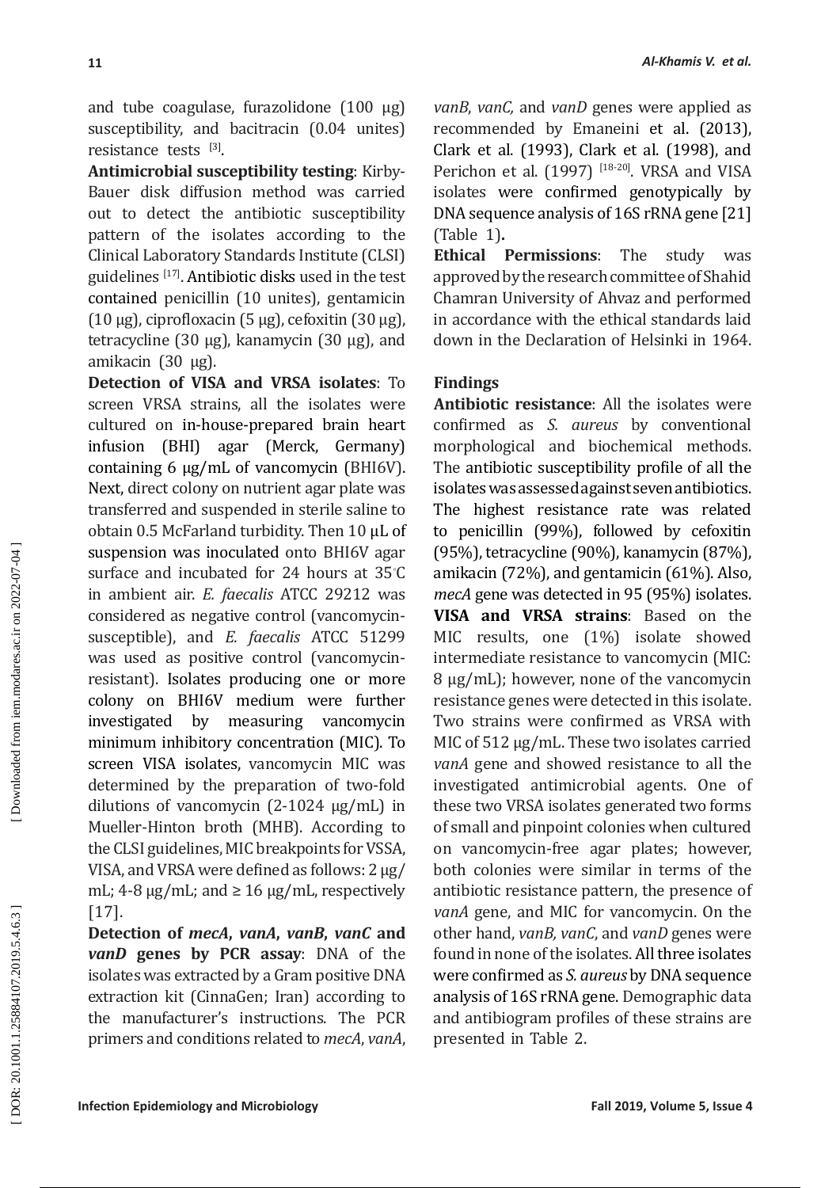and tube coagulase, furazolidone (100 µg) susceptibility, and bacitracin (0.04 unites) resistance tests [3].

**Antimicrobial susceptibility testing**: Kirby-Bauer disk diffusion method was carried out to detect the antibiotic susceptibility pattern of the isolates according to the Clinical Laboratory Standards Institute (CLSI) guidelines [17]. Antibiotic disks used in the test contained penicillin (10 unites), gentamicin (10 µg), ciprofloxacin (5 µg), cefoxitin (30 µg), tetracycline (30 µg), kanamycin (30 µg), and amikacin (30 µg).

**Detection of VISA and VRSA isolates**: To screen VRSA strains, all the isolates were cultured on in-house-prepared brain heart infusion (BHI) agar (Merck, Germany) containing 6 µg/mL of vancomycin (BHI6V). Next, direct colony on nutrient agar plate was transferred and suspended in sterile saline to obtain 0.5 McFarland turbidity. Then 10 µL of suspension was inoculated onto BHI6V agar surface and incubated for 24 hours at 35°C in ambient air. *E. faecalis* ATCC 29212 was considered as negative control (vancomycin-susceptible), and *E. faecalis* ATCC 51299 was used as positive control (vancomycin-resistant). Isolates producing one or more colony on BHI6V medium were further investigated by measuring vancomycin minimum inhibitory concentration (MIC). To screen VISA isolates, vancomycin MIC was determined by the preparation of two-fold dilutions of vancomycin (2-1024 µg/mL) in Mueller-Hinton broth (MHB). According to the CLSI guidelines, MIC breakpoints for VSSA, VISA, and VRSA were defined as follows: 2 µg/mL; 4-8 µg/mL; and ≥ 16 µg/mL, respectively [17].

**Detection of *mecA*, *vanA*, *vanB*, *vanC* and *vanD* genes by PCR assay**: DNA of the isolates was extracted by a Gram positive DNA extraction kit (CinnaGen; Iran) according to the manufacturer's instructions. The PCR primers and conditions related to *mecA*, *vanA*, *vanB*, *vanC,* and *vanD* genes were applied as recommended by Emaneini et al. (2013), Clark et al. (1993), Clark et al. (1998), and Perichon et al. (1997) [18-20]. VRSA and VISA isolates were confirmed genotypically by DNA sequence analysis of 16S rRNA gene [21] (Table 1).

**Ethical Permissions**: The study was approved by the research committee of Shahid Chamran University of Ahvaz and performed in accordance with the ethical standards laid down in the Declaration of Helsinki in 1964.

## Findings

**Antibiotic resistance**: All the isolates were confirmed as *S. aureus* by conventional morphological and biochemical methods. The antibiotic susceptibility profile of all the isolates was assessed against seven antibiotics. The highest resistance rate was related to penicillin (99%), followed by cefoxitin (95%), tetracycline (90%), kanamycin (87%), amikacin (72%), and gentamicin (61%). Also, *mecA* gene was detected in 95 (95%) isolates.

**VISA and VRSA strains**: Based on the MIC results, one (1%) isolate showed intermediate resistance to vancomycin (MIC: 8 µg/mL); however, none of the vancomycin resistance genes were detected in this isolate. Two strains were confirmed as VRSA with MIC of 512 µg/mL. These two isolates carried *vanA* gene and showed resistance to all the investigated antimicrobial agents. One of these two VRSA isolates generated two forms of small and pinpoint colonies when cultured on vancomycin-free agar plates; however, both colonies were similar in terms of the antibiotic resistance pattern, the presence of *vanA* gene, and MIC for vancomycin. On the other hand, *vanB, vanC*, and *vanD* genes were found in none of the isolates. All three isolates were confirmed as *S. aureus* by DNA sequence analysis of 16S rRNA gene. Demographic data and antibiogram profiles of these strains are presented in Table 2.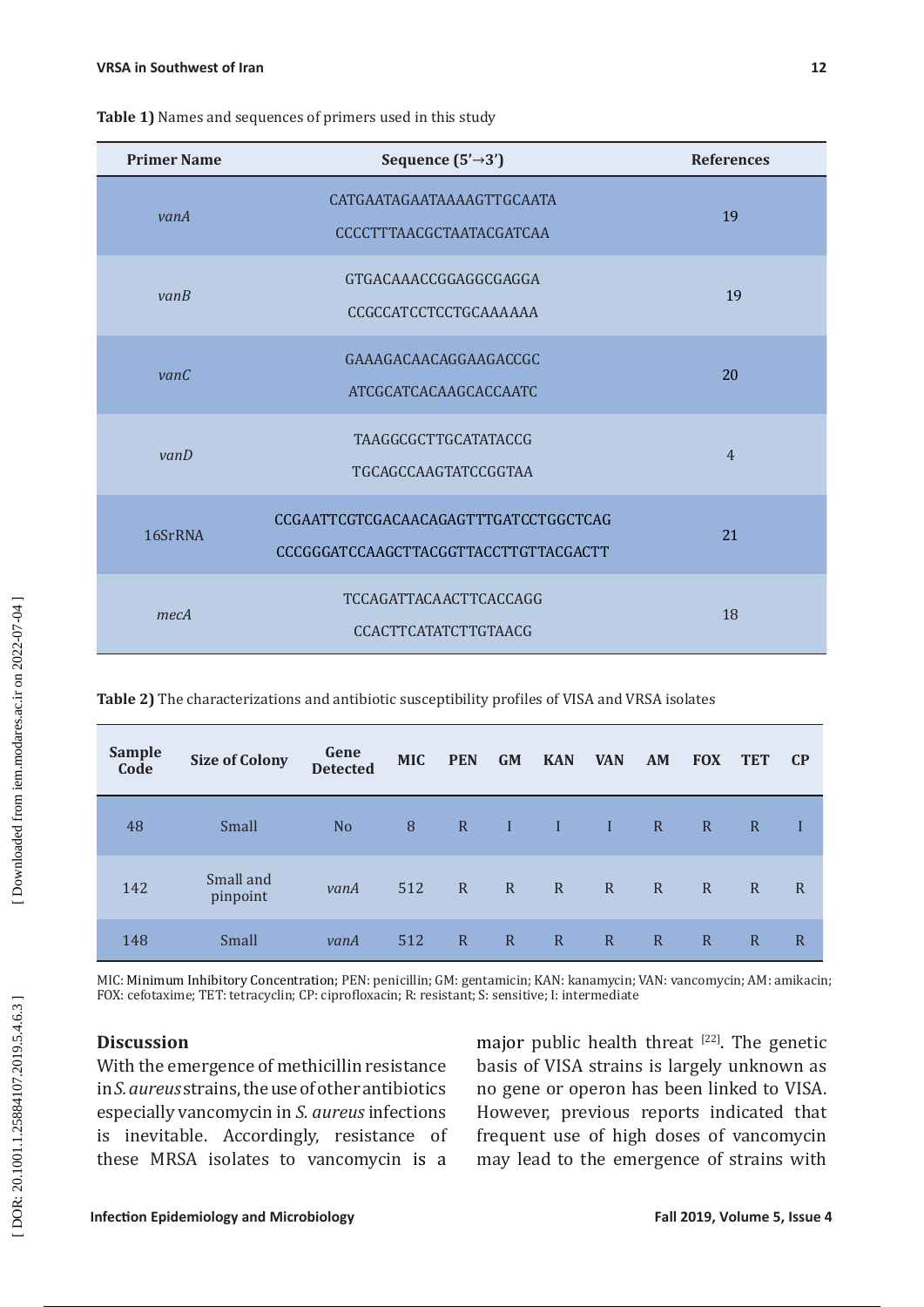**Table 1)** Names and sequences of primers used in this study

| Primer Name | Sequence (5′→3′) | References |
|---|---|---|
| *vanA* | CATGAATAGAATAAAAGTTGCAATA<br>CCCCTTTAACGCTAATACGATCAA | 19 |
| *vanB* | GTGACAAACCGGAGGCGAGGA<br>CCGCCATCCTCCTGCAAAAAA | 19 |
| *vanC* | GAAAGACAACAGGAAGACCGC<br>ATCGCATCACAAGCACCAATC | 20 |
| *vanD* | TAAGGCGCTTGCATATACCG<br>TGCAGCCAAGTATCCGGTAA | 4 |
| 16SrRNA | CCGAATTCGTCGACAACAGAGTTTGATCCTGGCTCAG<br>CCCGGGATCCAAGCTTACGGTTACCTTGTTACGACTT | 21 |
| *mecA* | TCCAGATTACAACTTCACCAGG<br>CCACTTCATATCTTGTAACG | 18 |

**Table 2)** The characterizations and antibiotic susceptibility profiles of VISA and VRSA isolates

| Sample Code | Size of Colony | Gene Detected | MIC | PEN | GM | KAN | VAN | AM | FOX | TET | CP |
|---|---|---|---|---|---|---|---|---|---|---|---|
| 48 | Small | No | 8 | R | I | I | I | R | R | R | I |
| 142 | Small and pinpoint | *vanA* | 512 | R | R | R | R | R | R | R | R |
| 148 | Small | *vanA* | 512 | R | R | R | R | R | R | R | R |

MIC: Minimum Inhibitory Concentration; PEN: penicillin; GM: gentamicin; KAN: kanamycin; VAN: vancomycin; AM: amikacin; FOX: cefotaxime; TET: tetracyclin; CP: ciprofloxacin; R: resistant; S: sensitive; I: intermediate

## Discussion

With the emergence of methicillin resistance in *S. aureus* strains, the use of other antibiotics especially vancomycin in *S. aureus* infections is inevitable. Accordingly, resistance of these MRSA isolates to vancomycin is a major public health threat [22]. The genetic basis of VISA strains is largely unknown as no gene or operon has been linked to VISA. However, previous reports indicated that frequent use of high doses of vancomycin may lead to the emergence of strains with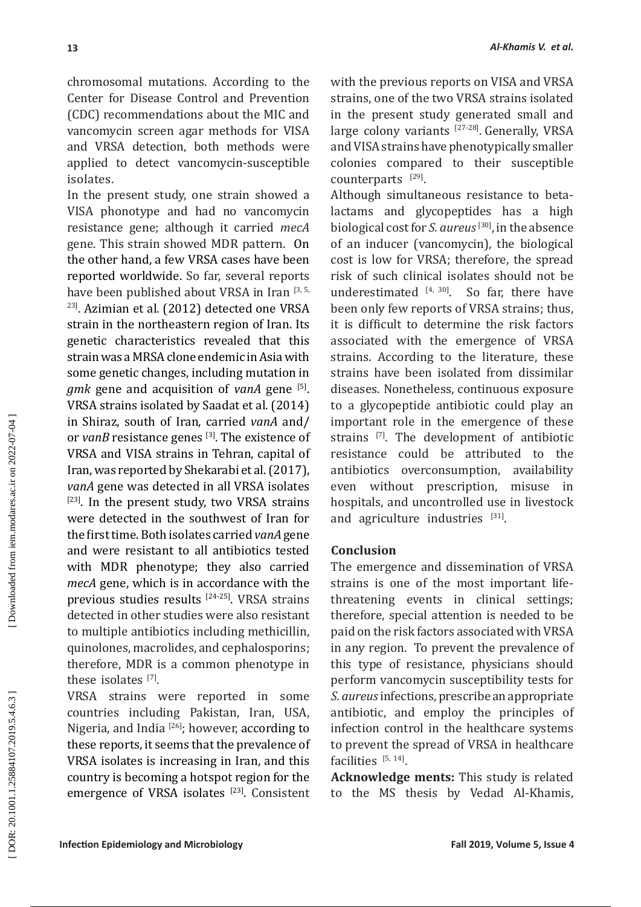chromosomal mutations. According to the Center for Disease Control and Prevention (CDC) recommendations about the MIC and vancomycin screen agar methods for VISA and VRSA detection, both methods were applied to detect vancomycin-susceptible isolates.

In the present study, one strain showed a VISA phonotype and had no vancomycin resistance gene; although it carried *mecA* gene. This strain showed MDR pattern. On the other hand, a few VRSA cases have been reported worldwide. So far, several reports have been published about VRSA in Iran [3, 5, 23]. Azimian et al. (2012) detected one VRSA strain in the northeastern region of Iran. Its genetic characteristics revealed that this strain was a MRSA clone endemic in Asia with some genetic changes, including mutation in *gmk* gene and acquisition of *vanA* gene [5]. VRSA strains isolated by Saadat et al. (2014) in Shiraz, south of Iran, carried *vanA* and/or *vanB* resistance genes [3]. The existence of VRSA and VISA strains in Tehran, capital of Iran, was reported by Shekarabi et al. (2017), *vanA* gene was detected in all VRSA isolates [23]. In the present study, two VRSA strains were detected in the southwest of Iran for the first time. Both isolates carried *vanA* gene and were resistant to all antibiotics tested with MDR phenotype; they also carried *mecA* gene, which is in accordance with the previous studies results [24-25]. VRSA strains detected in other studies were also resistant to multiple antibiotics including methicillin, quinolones, macrolides, and cephalosporins; therefore, MDR is a common phenotype in these isolates [7].

VRSA strains were reported in some countries including Pakistan, Iran, USA, Nigeria, and India [26]; however, according to these reports, it seems that the prevalence of VRSA isolates is increasing in Iran, and this country is becoming a hotspot region for the emergence of VRSA isolates [23]. Consistent with the previous reports on VISA and VRSA strains, one of the two VRSA strains isolated in the present study generated small and large colony variants [27-28]. Generally, VRSA and VISA strains have phenotypically smaller colonies compared to their susceptible counterparts [29].

Although simultaneous resistance to beta-lactams and glycopeptides has a high biological cost for *S. aureus* [30], in the absence of an inducer (vancomycin), the biological cost is low for VRSA; therefore, the spread risk of such clinical isolates should not be underestimated [4, 30]. So far, there have been only few reports of VRSA strains; thus, it is difficult to determine the risk factors associated with the emergence of VRSA strains. According to the literature, these strains have been isolated from dissimilar diseases. Nonetheless, continuous exposure to a glycopeptide antibiotic could play an important role in the emergence of these strains [7]. The development of antibiotic resistance could be attributed to the antibiotics overconsumption, availability even without prescription, misuse in hospitals, and uncontrolled use in livestock and agriculture industries [31].

## Conclusion

The emergence and dissemination of VRSA strains is one of the most important life-threatening events in clinical settings; therefore, special attention is needed to be paid on the risk factors associated with VRSA in any region. To prevent the prevalence of this type of resistance, physicians should perform vancomycin susceptibility tests for *S. aureus* infections, prescribe an appropriate antibiotic, and employ the principles of infection control in the healthcare systems to prevent the spread of VRSA in healthcare facilities [5, 14].

**Acknowledge ments:** This study is related to the MS thesis by Vedad Al-Khamis,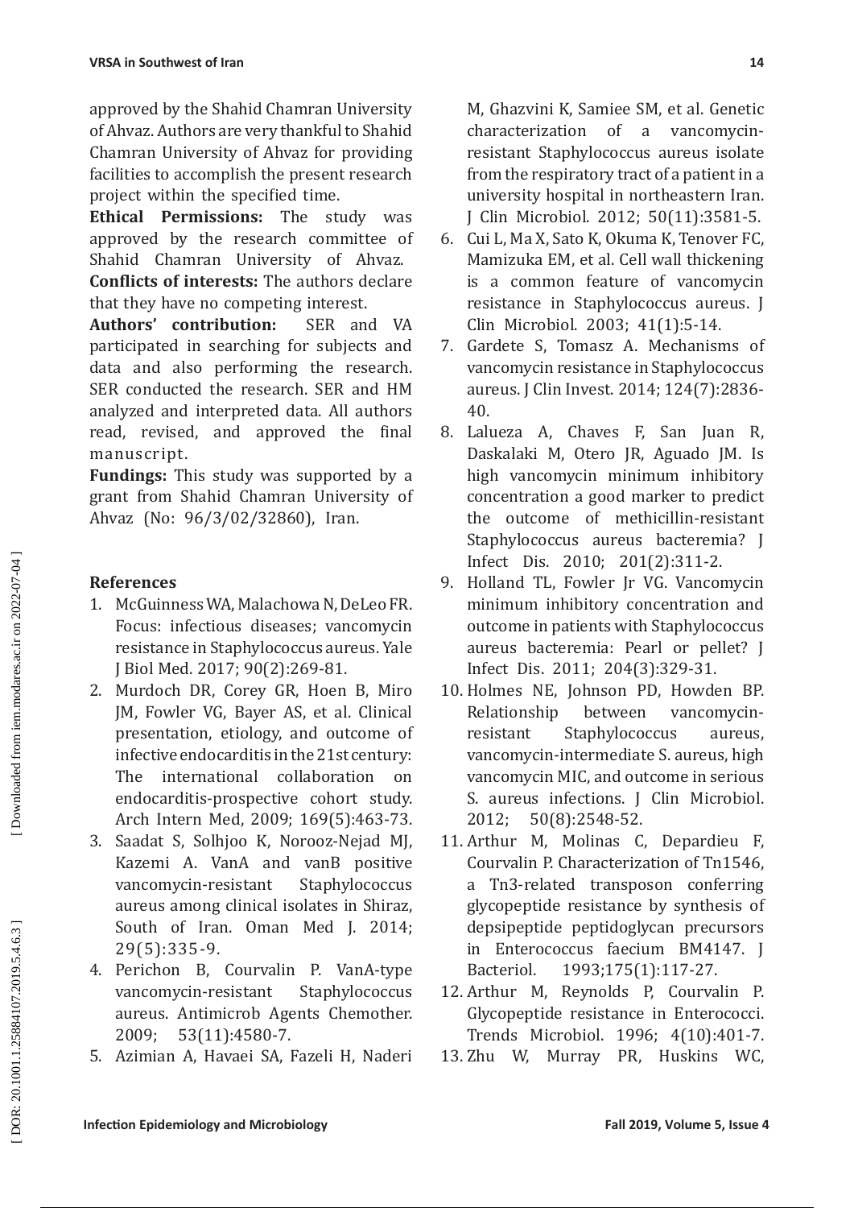approved by the Shahid Chamran University of Ahvaz. Authors are very thankful to Shahid Chamran University of Ahvaz for providing facilities to accomplish the present research project within the specified time.

**Ethical Permissions:** The study was approved by the research committee of Shahid Chamran University of Ahvaz.

**Conflicts of interests:** The authors declare that they have no competing interest.

**Authors' contribution:** SER and VA participated in searching for subjects and data and also performing the research. SER conducted the research. SER and HM analyzed and interpreted data. All authors read, revised, and approved the final manuscript.

**Fundings:** This study was supported by a grant from Shahid Chamran University of Ahvaz (No: 96/3/02/32860), Iran.

## References

1. McGuinness WA, Malachowa N, DeLeo FR. Focus: infectious diseases; vancomycin resistance in Staphylococcus aureus. Yale J Biol Med. 2017; 90(2):269-81.
2. Murdoch DR, Corey GR, Hoen B, Miro JM, Fowler VG, Bayer AS, et al. Clinical presentation, etiology, and outcome of infective endocarditis in the 21st century: The international collaboration on endocarditis-prospective cohort study. Arch Intern Med, 2009; 169(5):463-73.
3. Saadat S, Solhjoo K, Norooz-Nejad MJ, Kazemi A. VanA and vanB positive vancomycin-resistant Staphylococcus aureus among clinical isolates in Shiraz, South of Iran. Oman Med J. 2014; 29(5):335-9.
4. Perichon B, Courvalin P. VanA-type vancomycin-resistant Staphylococcus aureus. Antimicrob Agents Chemother. 2009; 53(11):4580-7.
5. Azimian A, Havaei SA, Fazeli H, Naderi M, Ghazvini K, Samiee SM, et al. Genetic characterization of a vancomycin-resistant Staphylococcus aureus isolate from the respiratory tract of a patient in a university hospital in northeastern Iran. J Clin Microbiol. 2012; 50(11):3581-5.
6. Cui L, Ma X, Sato K, Okuma K, Tenover FC, Mamizuka EM, et al. Cell wall thickening is a common feature of vancomycin resistance in Staphylococcus aureus. J Clin Microbiol. 2003; 41(1):5-14.
7. Gardete S, Tomasz A. Mechanisms of vancomycin resistance in Staphylococcus aureus. J Clin Invest. 2014; 124(7):2836-40.
8. Lalueza A, Chaves F, San Juan R, Daskalaki M, Otero JR, Aguado JM. Is high vancomycin minimum inhibitory concentration a good marker to predict the outcome of methicillin-resistant Staphylococcus aureus bacteremia? J Infect Dis. 2010; 201(2):311-2.
9. Holland TL, Fowler Jr VG. Vancomycin minimum inhibitory concentration and outcome in patients with Staphylococcus aureus bacteremia: Pearl or pellet? J Infect Dis. 2011; 204(3):329-31.
10. Holmes NE, Johnson PD, Howden BP. Relationship between vancomycin-resistant Staphylococcus aureus, vancomycin-intermediate S. aureus, high vancomycin MIC, and outcome in serious S. aureus infections. J Clin Microbiol. 2012; 50(8):2548-52.
11. Arthur M, Molinas C, Depardieu F, Courvalin P. Characterization of Tn1546, a Tn3-related transposon conferring glycopeptide resistance by synthesis of depsipeptide peptidoglycan precursors in Enterococcus faecium BM4147. J Bacteriol. 1993;175(1):117-27.
12. Arthur M, Reynolds P, Courvalin P. Glycopeptide resistance in Enterococci. Trends Microbiol. 1996; 4(10):401-7.
13. Zhu W, Murray PR, Huskins WC,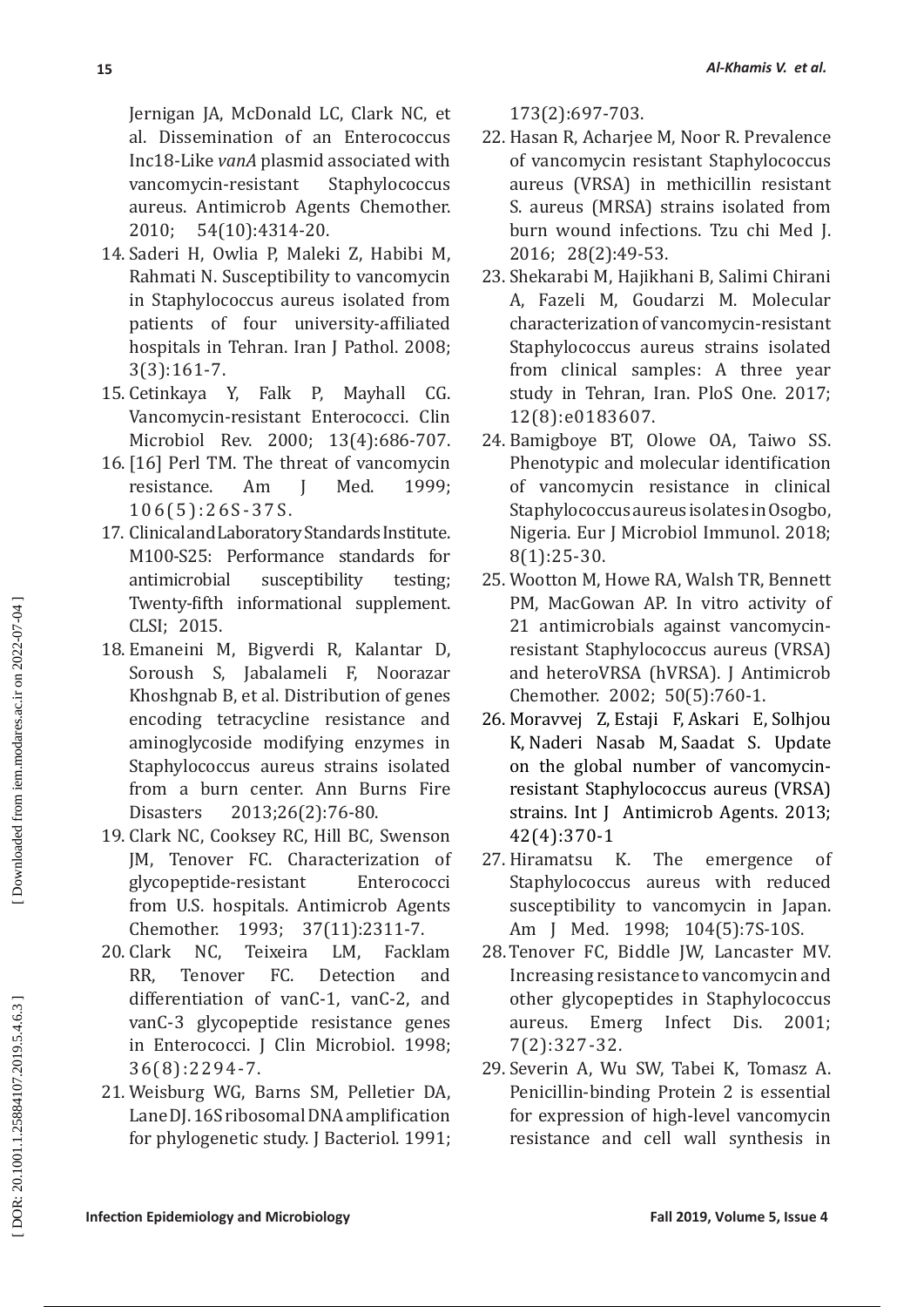Jernigan JA, McDonald LC, Clark NC, et al. Dissemination of an Enterococcus Inc18-Like *vanA* plasmid associated with vancomycin-resistant Staphylococcus aureus. Antimicrob Agents Chemother. 2010; 54(10):4314-20.

14. Saderi H, Owlia P, Maleki Z, Habibi M, Rahmati N. Susceptibility to vancomycin in Staphylococcus aureus isolated from patients of four university-affiliated hospitals in Tehran. Iran J Pathol. 2008; 3(3):161-7.
15. Cetinkaya Y, Falk P, Mayhall CG. Vancomycin-resistant Enterococci. Clin Microbiol Rev. 2000; 13(4):686-707.
16. [16] Perl TM. The threat of vancomycin resistance. Am J Med. 1999; 106(5):26S-37S.
17. Clinical and Laboratory Standards Institute. M100-S25: Performance standards for antimicrobial susceptibility testing; Twenty-fifth informational supplement. CLSI; 2015.
18. Emaneini M, Bigverdi R, Kalantar D, Soroush S, Jabalameli F, Noorazar Khoshgnab B, et al. Distribution of genes encoding tetracycline resistance and aminoglycoside modifying enzymes in Staphylococcus aureus strains isolated from a burn center. Ann Burns Fire Disasters 2013;26(2):76-80.
19. Clark NC, Cooksey RC, Hill BC, Swenson JM, Tenover FC. Characterization of glycopeptide-resistant Enterococci from U.S. hospitals. Antimicrob Agents Chemother. 1993; 37(11):2311-7.
20. Clark NC, Teixeira LM, Facklam RR, Tenover FC. Detection and differentiation of vanC-1, vanC-2, and vanC-3 glycopeptide resistance genes in Enterococci. J Clin Microbiol. 1998; 36(8):2294-7.
21. Weisburg WG, Barns SM, Pelletier DA, Lane DJ. 16S ribosomal DNA amplification for phylogenetic study. J Bacteriol. 1991; 173(2):697-703.
22. Hasan R, Acharjee M, Noor R. Prevalence of vancomycin resistant Staphylococcus aureus (VRSA) in methicillin resistant S. aureus (MRSA) strains isolated from burn wound infections. Tzu chi Med J. 2016; 28(2):49-53.
23. Shekarabi M, Hajikhani B, Salimi Chirani A, Fazeli M, Goudarzi M. Molecular characterization of vancomycin-resistant Staphylococcus aureus strains isolated from clinical samples: A three year study in Tehran, Iran. PloS One. 2017; 12(8):e0183607.
24. Bamigboye BT, Olowe OA, Taiwo SS. Phenotypic and molecular identification of vancomycin resistance in clinical Staphylococcus aureus isolates in Osogbo, Nigeria. Eur J Microbiol Immunol. 2018; 8(1):25-30.
25. Wootton M, Howe RA, Walsh TR, Bennett PM, MacGowan AP. In vitro activity of 21 antimicrobials against vancomycin-resistant Staphylococcus aureus (VRSA) and heteroVRSA (hVRSA). J Antimicrob Chemother. 2002; 50(5):760-1.
26. Moravvej Z, Estaji F, Askari E, Solhjou K, Naderi Nasab M, Saadat S. Update on the global number of vancomycin-resistant Staphylococcus aureus (VRSA) strains. Int J Antimicrob Agents. 2013; 42(4):370-1
27. Hiramatsu K. The emergence of Staphylococcus aureus with reduced susceptibility to vancomycin in Japan. Am J Med. 1998; 104(5):7S-10S.
28. Tenover FC, Biddle JW, Lancaster MV. Increasing resistance to vancomycin and other glycopeptides in Staphylococcus aureus. Emerg Infect Dis. 2001; 7(2):327-32.
29. Severin A, Wu SW, Tabei K, Tomasz A. Penicillin-binding Protein 2 is essential for expression of high-level vancomycin resistance and cell wall synthesis in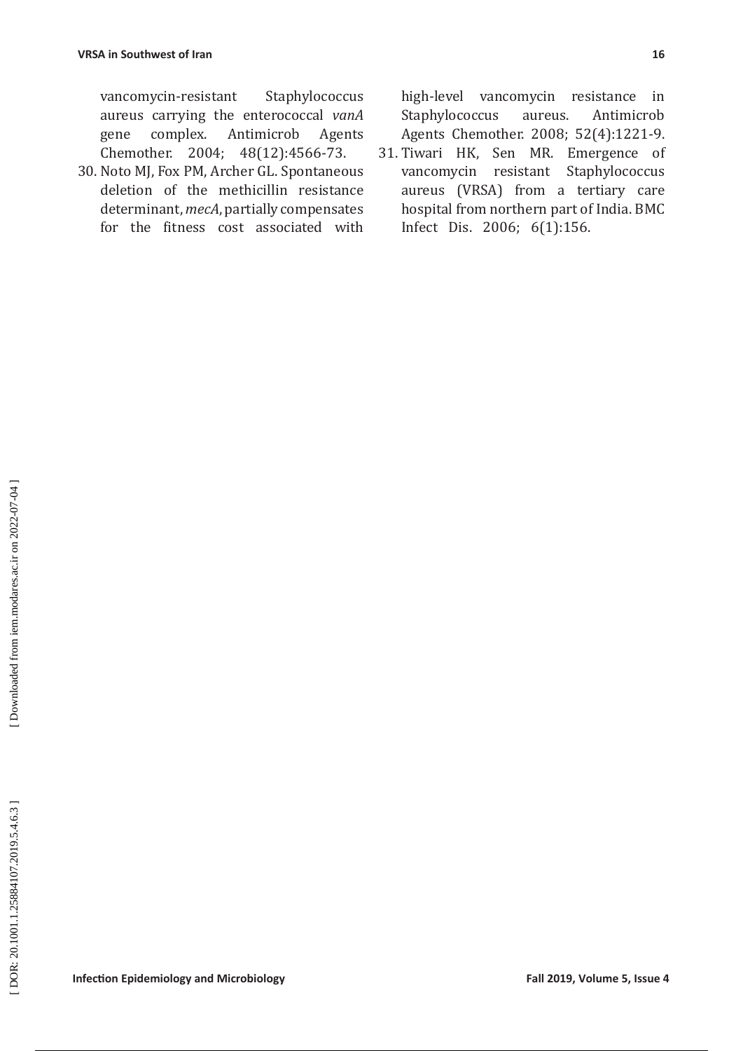vancomycin-resistant Staphylococcus aureus carrying the enterococcal *vanA* gene complex. Antimicrob Agents Chemother. 2004; 48(12):4566-73.

30. Noto MJ, Fox PM, Archer GL. Spontaneous deletion of the methicillin resistance determinant, *mecA*, partially compensates for the fitness cost associated with high-level vancomycin resistance in Staphylococcus aureus. Antimicrob Agents Chemother. 2008; 52(4):1221-9.
31. Tiwari HK, Sen MR. Emergence of vancomycin resistant Staphylococcus aureus (VRSA) from a tertiary care hospital from northern part of India. BMC Infect Dis. 2006; 6(1):156.